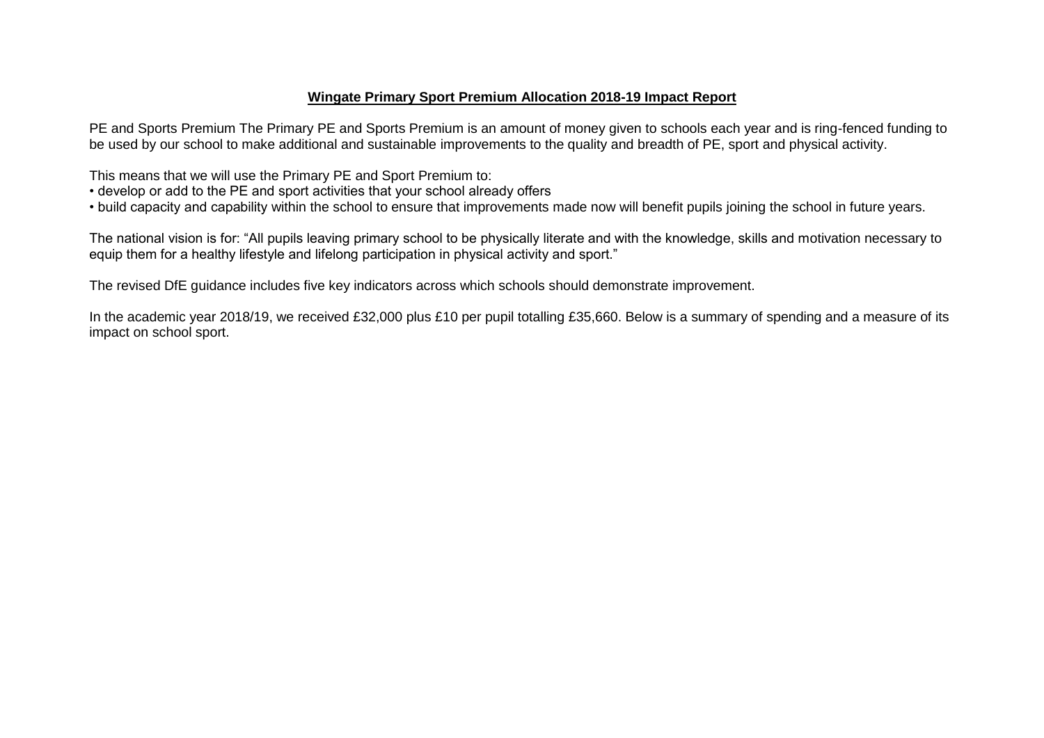# Wingate Primary Sport Premium Allocation 2018-19 Impact Report

PE and Sports Premium The Primary PE and Sports Premium is an amount of money given to schools each year and is ring-fenced funding to be used by our school to make additional and sustainable improvements to the quality and breadth of PE, sport and physical activity.

This means that we will use the Primary PE and Sport Premium to:

- develop or add to the PE and sport activities that your school already offers
- build capacity and capability within the school to ensure that improvements made now will benefit pupils joining the school in future years.

The national vision is for: "All pupils leaving primary school to be physically literate and with the knowledge, skills and motivation necessary to equip them for a healthy lifestyle and lifelong participation in physical activity and sport."

The revised DfE guidance includes five key indicators across which schools should demonstrate improvement.

In the academic year 2018/19, we received £32,000 plus £10 per pupil totalling £35,660. Below is a summary of spending and a measure of its impact on school sport.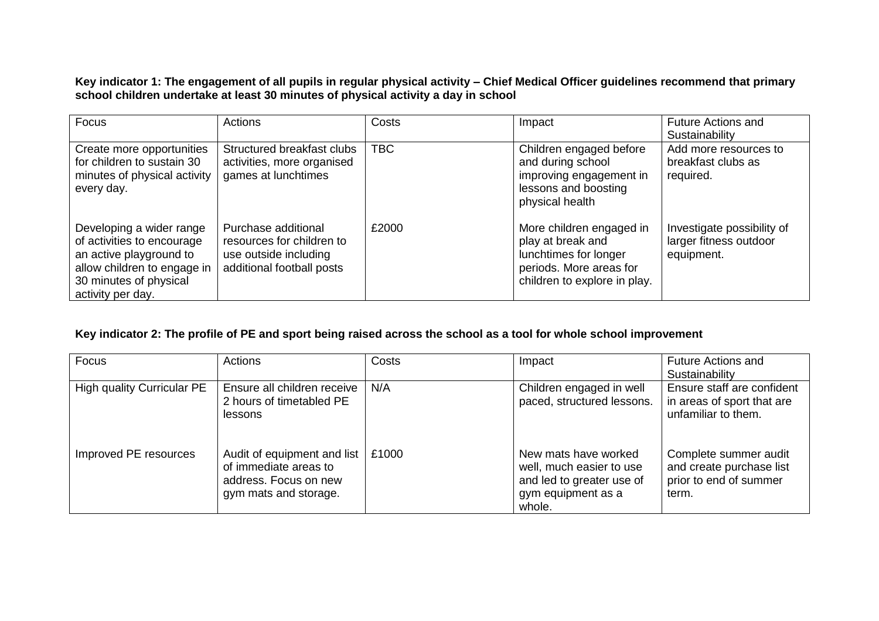**Key indicator 1: The engagement of all pupils in regular physical activity – Chief Medical Officer guidelines recommend that primary school children undertake at least 30 minutes of physical activity a day in school**

| Focus | Actions | Costs | Impact | Future Actions and Sustainability |
|---|---|---|---|---|
| Create more opportunities for children to sustain 30 minutes of physical activity every day. | Structured breakfast clubs activities, more organised games at lunchtimes | TBC | Children engaged before and during school improving engagement in lessons and boosting physical health | Add more resources to breakfast clubs as required. |
| Developing a wider range of activities to encourage an active playground to allow children to engage in 30 minutes of physical activity per day. | Purchase additional resources for children to use outside including additional football posts | £2000 | More children engaged in play at break and lunchtimes for longer periods. More areas for children to explore in play. | Investigate possibility of larger fitness outdoor equipment. |

**Key indicator 2: The profile of PE and sport being raised across the school as a tool for whole school improvement**

| Focus | Actions | Costs | Impact | Future Actions and Sustainability |
|---|---|---|---|---|
| High quality Curricular PE | Ensure all children receive 2 hours of timetabled PE lessons | N/A | Children engaged in well paced, structured lessons. | Ensure staff are confident in areas of sport that are unfamiliar to them. |
| Improved PE resources | Audit of equipment and list of immediate areas to address. Focus on new gym mats and storage. | £1000 | New mats have worked well, much easier to use and led to greater use of gym equipment as a whole. | Complete summer audit and create purchase list prior to end of summer term. |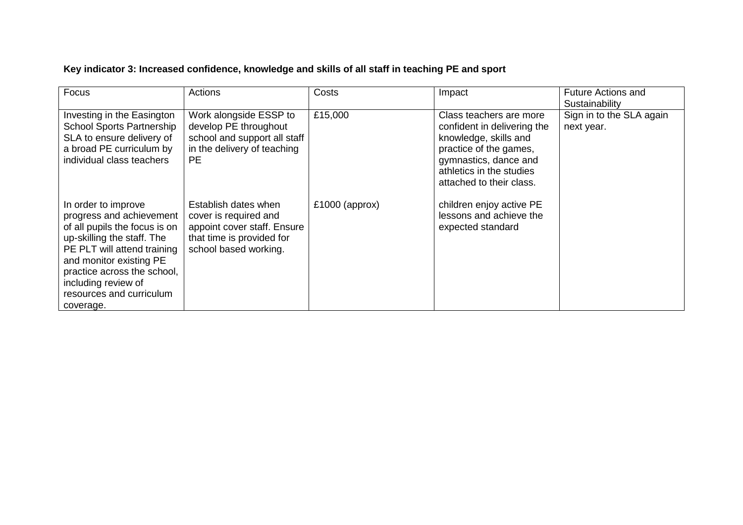**Key indicator 3: Increased confidence, knowledge and skills of all staff in teaching PE and sport**

| Focus | Actions | Costs | Impact | Future Actions and Sustainability |
|---|---|---|---|---|
| Investing in the Easington School Sports Partnership SLA to ensure delivery of a broad PE curriculum by individual class teachers | Work alongside ESSP to develop PE throughout school and support all staff in the delivery of teaching PE | £15,000 | Class teachers are more confident in delivering the knowledge, skills and practice of the games, gymnastics, dance and athletics in the studies attached to their class. | Sign in to the SLA again next year. |
| In order to improve progress and achievement of all pupils the focus is on up-skilling the staff. The PE PLT will attend training and monitor existing PE practice across the school, including review of resources and curriculum coverage. | Establish dates when cover is required and appoint cover staff. Ensure that time is provided for school based working. | £1000 (approx) | children enjoy active PE lessons and achieve the expected standard | |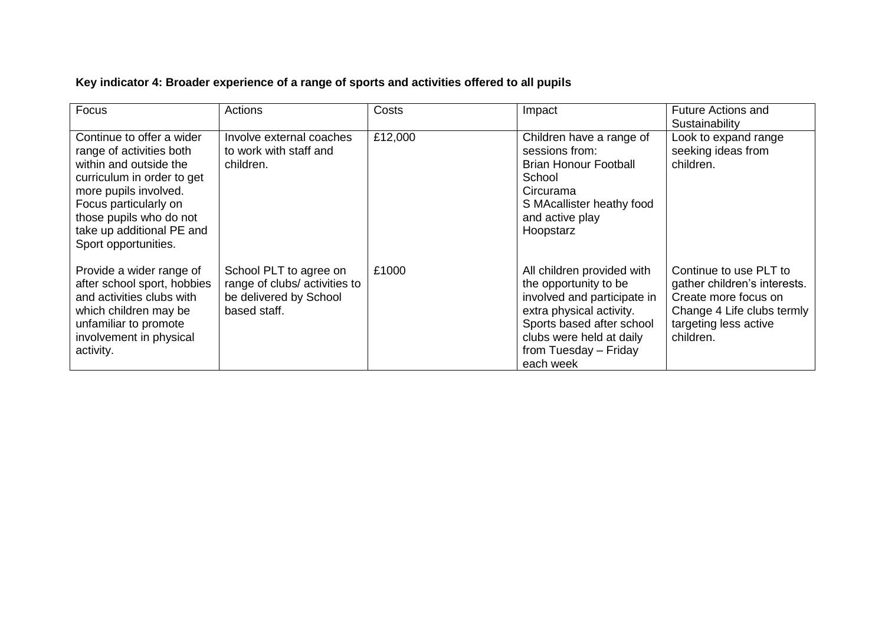**Key indicator 4: Broader experience of a range of sports and activities offered to all pupils**

| Focus | Actions | Costs | Impact | Future Actions and Sustainability |
|---|---|---|---|---|
| Continue to offer a wider range of activities both within and outside the curriculum in order to get more pupils involved. Focus particularly on those pupils who do not take up additional PE and Sport opportunities. | Involve external coaches to work with staff and children. | £12,000 | Children have a range of sessions from:<br>Brian Honour Football School<br>Circurama<br>S MAcallister heathy food and active play<br>Hoopstarz | Look to expand range seeking ideas from children. |
| Provide a wider range of after school sport, hobbies and activities clubs with which children may be unfamiliar to promote involvement in physical activity. | School PLT to agree on range of clubs/ activities to be delivered by School based staff. | £1000 | All children provided with the opportunity to be involved and participate in extra physical activity. Sports based after school clubs were held at daily from Tuesday – Friday each week | Continue to use PLT to gather children's interests. Create more focus on Change 4 Life clubs termly targeting less active children. |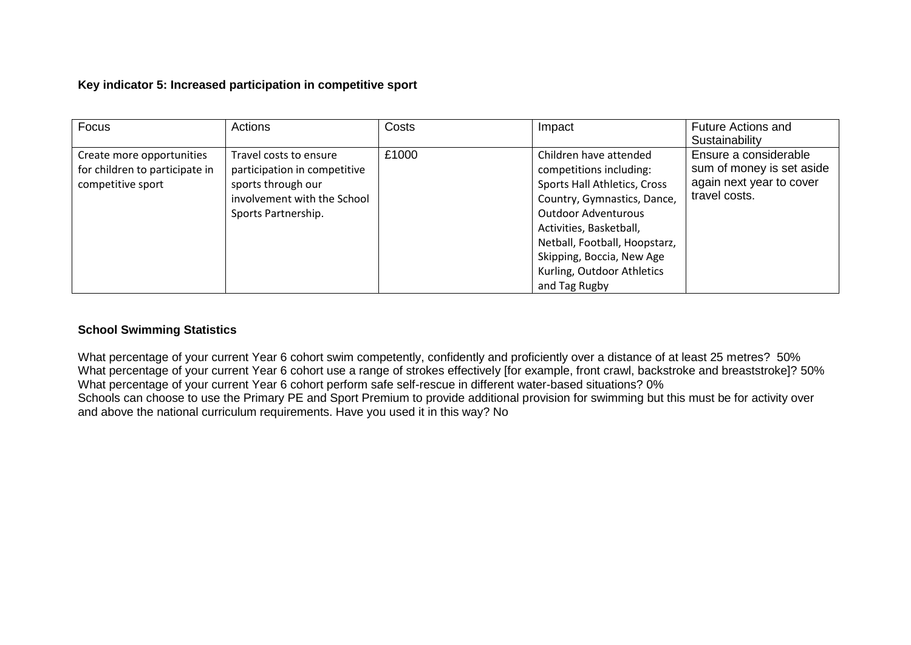**Key indicator 5: Increased participation in competitive sport**

| Focus | Actions | Costs | Impact | Future Actions and Sustainability |
|---|---|---|---|---|
| Create more opportunities for children to participate in competitive sport | Travel costs to ensure participation in competitive sports through our involvement with the School Sports Partnership. | £1000 | Children have attended competitions including: Sports Hall Athletics, Cross Country, Gymnastics, Dance, Outdoor Adventurous Activities, Basketball, Netball, Football, Hoopstarz, Skipping, Boccia, New Age Kurling, Outdoor Athletics and Tag Rugby | Ensure a considerable sum of money is set aside again next year to cover travel costs. |

**School Swimming Statistics**

What percentage of your current Year 6 cohort swim competently, confidently and proficiently over a distance of at least 25 metres? 50%
What percentage of your current Year 6 cohort use a range of strokes effectively [for example, front crawl, backstroke and breaststroke]? 50%
What percentage of your current Year 6 cohort perform safe self-rescue in different water-based situations? 0%
Schools can choose to use the Primary PE and Sport Premium to provide additional provision for swimming but this must be for activity over and above the national curriculum requirements. Have you used it in this way? No